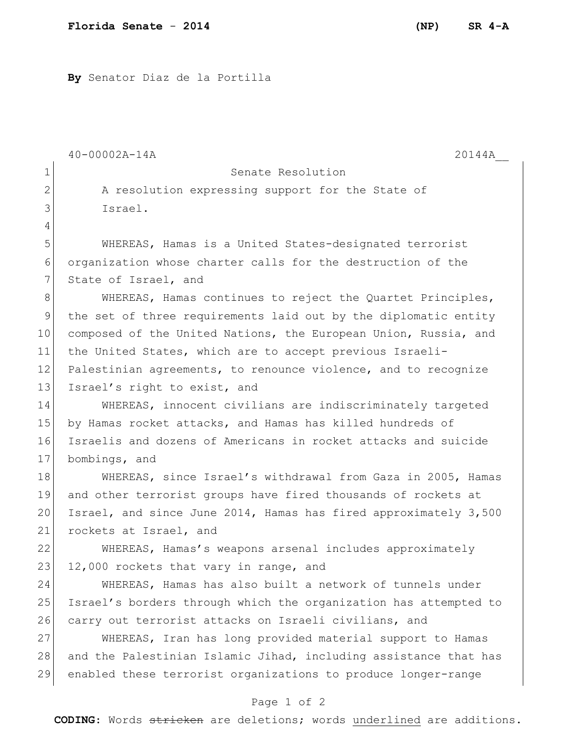**Florida Senate - 2014** **(NP) SR 4-A**

**By** Senator Diaz de la Portilla

40-00002A-14A 20144A__

Senate Resolution

A resolution expressing support for the State of Israel.

WHEREAS, Hamas is a United States-designated terrorist organization whose charter calls for the destruction of the State of Israel, and

WHEREAS, Hamas continues to reject the Quartet Principles, the set of three requirements laid out by the diplomatic entity composed of the United Nations, the European Union, Russia, and the United States, which are to accept previous Israeli-Palestinian agreements, to renounce violence, and to recognize Israel's right to exist, and

WHEREAS, innocent civilians are indiscriminately targeted by Hamas rocket attacks, and Hamas has killed hundreds of Israelis and dozens of Americans in rocket attacks and suicide bombings, and

WHEREAS, since Israel's withdrawal from Gaza in 2005, Hamas and other terrorist groups have fired thousands of rockets at Israel, and since June 2014, Hamas has fired approximately 3,500 rockets at Israel, and

WHEREAS, Hamas's weapons arsenal includes approximately 12,000 rockets that vary in range, and

WHEREAS, Hamas has also built a network of tunnels under Israel's borders through which the organization has attempted to carry out terrorist attacks on Israeli civilians, and

WHEREAS, Iran has long provided material support to Hamas and the Palestinian Islamic Jihad, including assistance that has enabled these terrorist organizations to produce longer-range

**CODING:** Words ~~stricken~~ are deletions; words <u>underlined</u> are additions.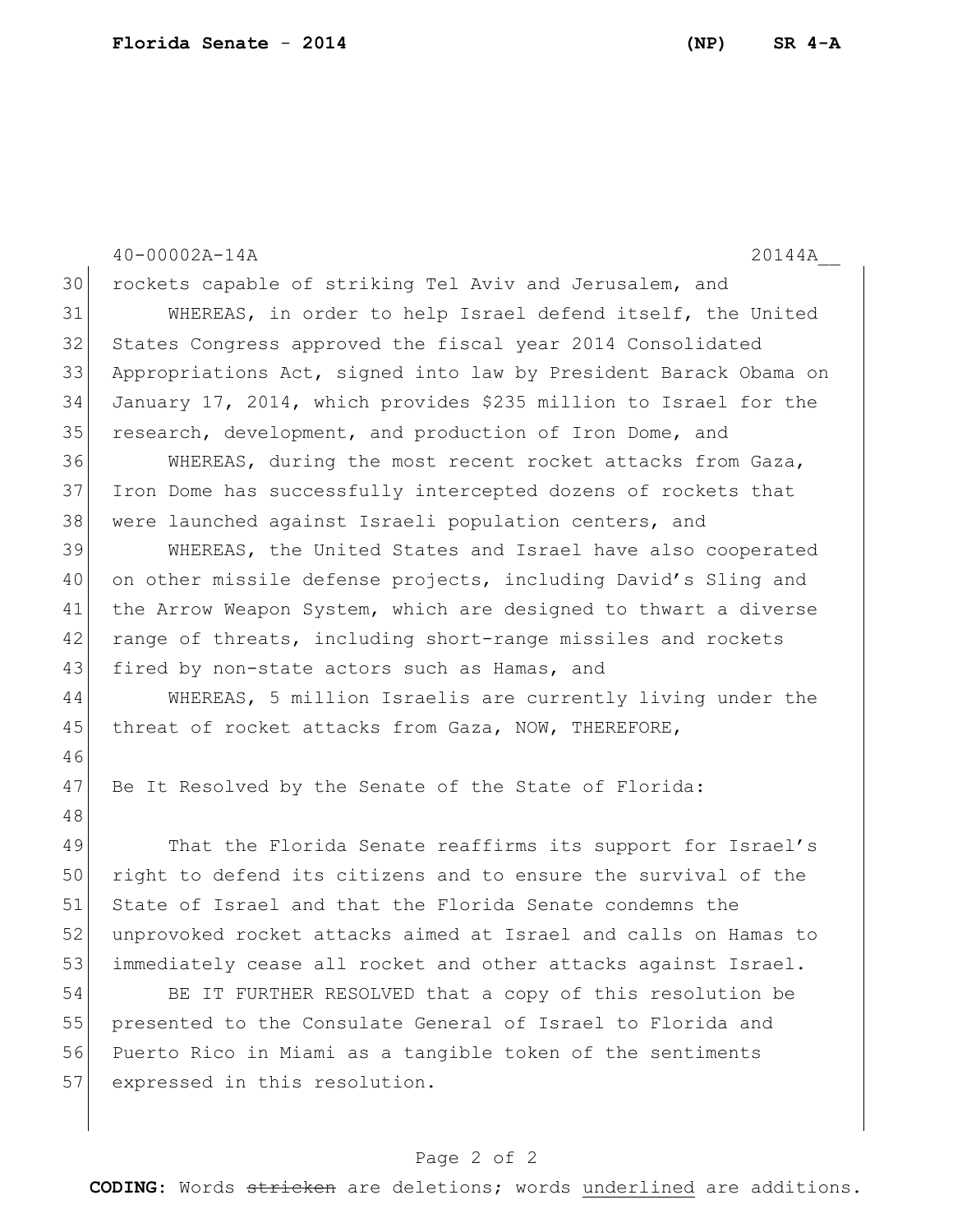40-00002A-14A 20144A__

rockets capable of striking Tel Aviv and Jerusalem, and

WHEREAS, in order to help Israel defend itself, the United States Congress approved the fiscal year 2014 Consolidated Appropriations Act, signed into law by President Barack Obama on January 17, 2014, which provides $235 million to Israel for the research, development, and production of Iron Dome, and

WHEREAS, during the most recent rocket attacks from Gaza, Iron Dome has successfully intercepted dozens of rockets that were launched against Israeli population centers, and

WHEREAS, the United States and Israel have also cooperated on other missile defense projects, including David's Sling and the Arrow Weapon System, which are designed to thwart a diverse range of threats, including short-range missiles and rockets fired by non-state actors such as Hamas, and

WHEREAS, 5 million Israelis are currently living under the threat of rocket attacks from Gaza, NOW, THEREFORE,

Be It Resolved by the Senate of the State of Florida:

That the Florida Senate reaffirms its support for Israel's right to defend its citizens and to ensure the survival of the State of Israel and that the Florida Senate condemns the unprovoked rocket attacks aimed at Israel and calls on Hamas to immediately cease all rocket and other attacks against Israel.

BE IT FURTHER RESOLVED that a copy of this resolution be presented to the Consulate General of Israel to Florida and Puerto Rico in Miami as a tangible token of the sentiments expressed in this resolution.

**CODING:** Words ~~stricken~~ are deletions; words <u>underlined</u> are additions.